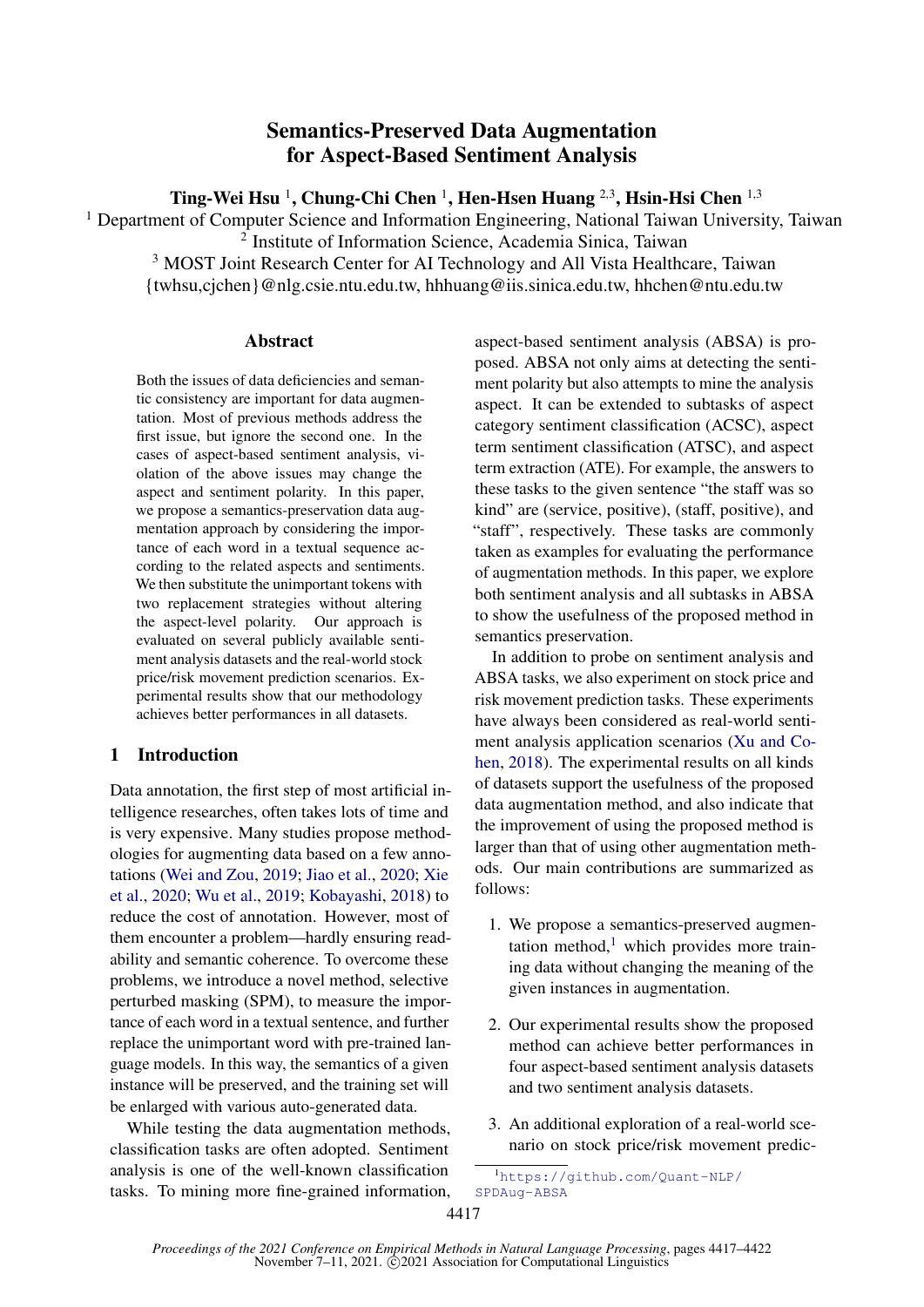# Semantics-Preserved Data Augmentation for Aspect-Based Sentiment Analysis

**Ting-Wei Hsu** [1], **Chung-Chi Chen** [1], **Hen-Hsen Huang** [2,3], **Hsin-Hsi Chen** [1,3]

[1] Department of Computer Science and Information Engineering, National Taiwan University, Taiwan
[2] Institute of Information Science, Academia Sinica, Taiwan
[3] MOST Joint Research Center for AI Technology and All Vista Healthcare, Taiwan
{twhsu,cjchen}@nlg.csie.ntu.edu.tw, hhhuang@iis.sinica.edu.tw, hhchen@ntu.edu.tw

## Abstract

Both the issues of data deficiencies and semantic consistency are important for data augmentation. Most of previous methods address the first issue, but ignore the second one. In the cases of aspect-based sentiment analysis, violation of the above issues may change the aspect and sentiment polarity. In this paper, we propose a semantics-preservation data augmentation approach by considering the importance of each word in a textual sequence according to the related aspects and sentiments. We then substitute the unimportant tokens with two replacement strategies without altering the aspect-level polarity. Our approach is evaluated on several publicly available sentiment analysis datasets and the real-world stock price/risk movement prediction scenarios. Experimental results show that our methodology achieves better performances in all datasets.

## 1 Introduction

Data annotation, the first step of most artificial intelligence researches, often takes lots of time and is very expensive. Many studies propose methodologies for augmenting data based on a few annotations (Wei and Zou, 2019; Jiao et al., 2020; Xie et al., 2020; Wu et al., 2019; Kobayashi, 2018) to reduce the cost of annotation. However, most of them encounter a problem—hardly ensuring readability and semantic coherence. To overcome these problems, we introduce a novel method, selective perturbed masking (SPM), to measure the importance of each word in a textual sentence, and further replace the unimportant word with pre-trained language models. In this way, the semantics of a given instance will be preserved, and the training set will be enlarged with various auto-generated data.

While testing the data augmentation methods, classification tasks are often adopted. Sentiment analysis is one of the well-known classification tasks. To mining more fine-grained information, aspect-based sentiment analysis (ABSA) is proposed. ABSA not only aims at detecting the sentiment polarity but also attempts to mine the analysis aspect. It can be extended to subtasks of aspect category sentiment classification (ACSC), aspect term sentiment classification (ATSC), and aspect term extraction (ATE). For example, the answers to these tasks to the given sentence "the staff was so kind" are (service, positive), (staff, positive), and "staff", respectively. These tasks are commonly taken as examples for evaluating the performance of augmentation methods. In this paper, we explore both sentiment analysis and all subtasks in ABSA to show the usefulness of the proposed method in semantics preservation.

In addition to probe on sentiment analysis and ABSA tasks, we also experiment on stock price and risk movement prediction tasks. These experiments have always been considered as real-world sentiment analysis application scenarios (Xu and Cohen, 2018). The experimental results on all kinds of datasets support the usefulness of the proposed data augmentation method, and also indicate that the improvement of using the proposed method is larger than that of using other augmentation methods. Our main contributions are summarized as follows:

1. We propose a semantics-preserved augmentation method,[1] which provides more training data without changing the meaning of the given instances in augmentation.

2. Our experimental results show the proposed method can achieve better performances in four aspect-based sentiment analysis datasets and two sentiment analysis datasets.

3. An additional exploration of a real-world scenario on stock price/risk movement predic-

[1] https://github.com/Quant-NLP/SPDAug-ABSA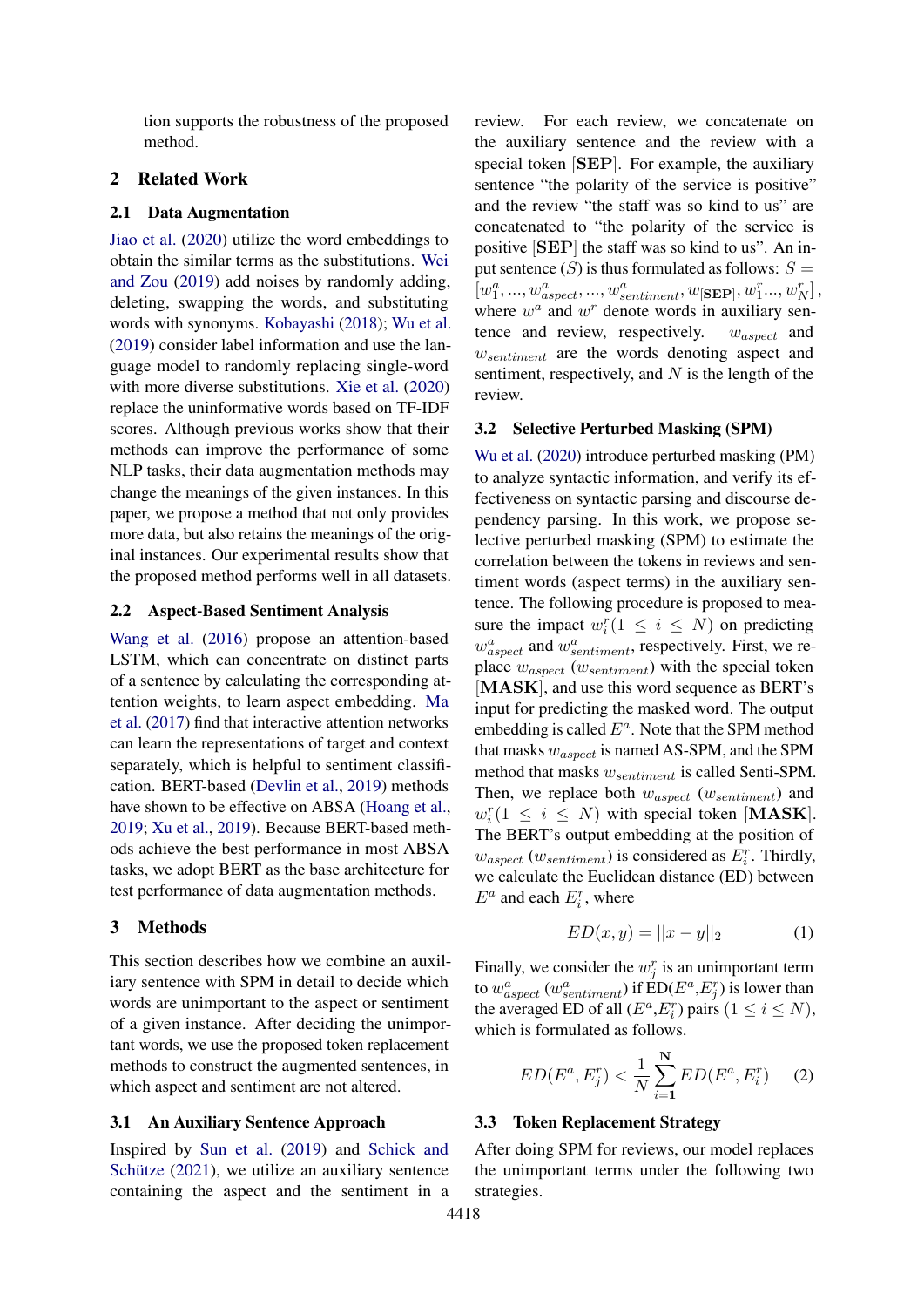tion supports the robustness of the proposed method.

## 2 Related Work

### 2.1 Data Augmentation

Jiao et al. (2020) utilize the word embeddings to obtain the similar terms as the substitutions. Wei and Zou (2019) add noises by randomly adding, deleting, swapping the words, and substituting words with synonyms. Kobayashi (2018); Wu et al. (2019) consider label information and use the language model to randomly replacing single-word with more diverse substitutions. Xie et al. (2020) replace the uninformative words based on TF-IDF scores. Although previous works show that their methods can improve the performance of some NLP tasks, their data augmentation methods may change the meanings of the given instances. In this paper, we propose a method that not only provides more data, but also retains the meanings of the original instances. Our experimental results show that the proposed method performs well in all datasets.

### 2.2 Aspect-Based Sentiment Analysis

Wang et al. (2016) propose an attention-based LSTM, which can concentrate on distinct parts of a sentence by calculating the corresponding attention weights, to learn aspect embedding. Ma et al. (2017) find that interactive attention networks can learn the representations of target and context separately, which is helpful to sentiment classification. BERT-based (Devlin et al., 2019) methods have shown to be effective on ABSA (Hoang et al., 2019; Xu et al., 2019). Because BERT-based methods achieve the best performance in most ABSA tasks, we adopt BERT as the base architecture for test performance of data augmentation methods.

## 3 Methods

This section describes how we combine an auxiliary sentence with SPM in detail to decide which words are unimportant to the aspect or sentiment of a given instance. After deciding the unimportant words, we use the proposed token replacement methods to construct the augmented sentences, in which aspect and sentiment are not altered.

### 3.1 An Auxiliary Sentence Approach

Inspired by Sun et al. (2019) and Schick and Schütze (2021), we utilize an auxiliary sentence containing the aspect and the sentiment in a review. For each review, we concatenate on the auxiliary sentence and the review with a special token [**SEP**]. For example, the auxiliary sentence "the polarity of the service is positive" and the review "the staff was so kind to us" are concatenated to "the polarity of the service is positive [**SEP**] the staff was so kind to us". An input sentence ($S$) is thus formulated as follows: $S = [w^a_1, ..., w^a_{aspect}, ..., w^a_{sentiment}, w_{[\mathbf{SEP}]}, w^r_1 ..., w^r_N]$, where $w^a$ and $w^r$ denote words in auxiliary sentence and review, respectively. $w_{aspect}$ and $w_{sentiment}$ are the words denoting aspect and sentiment, respectively, and $N$ is the length of the review.

### 3.2 Selective Perturbed Masking (SPM)

Wu et al. (2020) introduce perturbed masking (PM) to analyze syntactic information, and verify its effectiveness on syntactic parsing and discourse dependency parsing. In this work, we propose selective perturbed masking (SPM) to estimate the correlation between the tokens in reviews and sentiment words (aspect terms) in the auxiliary sentence. The following procedure is proposed to measure the impact $w^r_i (1 \leq i \leq N)$ on predicting $w^a_{aspect}$ and $w^a_{sentiment}$, respectively. First, we replace $w_{aspect}$ ($w_{sentiment}$) with the special token [**MASK**], and use this word sequence as BERT's input for predicting the masked word. The output embedding is called $E^a$. Note that the SPM method that masks $w_{aspect}$ is named AS-SPM, and the SPM method that masks $w_{sentiment}$ is called Senti-SPM. Then, we replace both $w_{aspect}$ ($w_{sentiment}$) and $w^r_i (1 \leq i \leq N)$ with special token [**MASK**]. The BERT's output embedding at the position of $w_{aspect}$ ($w_{sentiment}$) is considered as $E^r_i$. Thirdly, we calculate the Euclidean distance (ED) between $E^a$ and each $E^r_i$, where

$$ED(x, y) = ||x - y||_2 \tag{1}$$

Finally, we consider the $w^r_j$ is an unimportant term to $w^a_{aspect}$ ($w^a_{sentiment}$) if ED($E^a$,$E^r_j$) is lower than the averaged ED of all ($E^a$,$E^r_i$) pairs ($1 \leq i \leq N$), which is formulated as follows.

$$ED(E^a, E^r_j) < \frac{1}{N} \sum_{i=1}^{\mathbf{N}} ED(E^a, E^r_i) \tag{2}$$

### 3.3 Token Replacement Strategy

After doing SPM for reviews, our model replaces the unimportant terms under the following two strategies.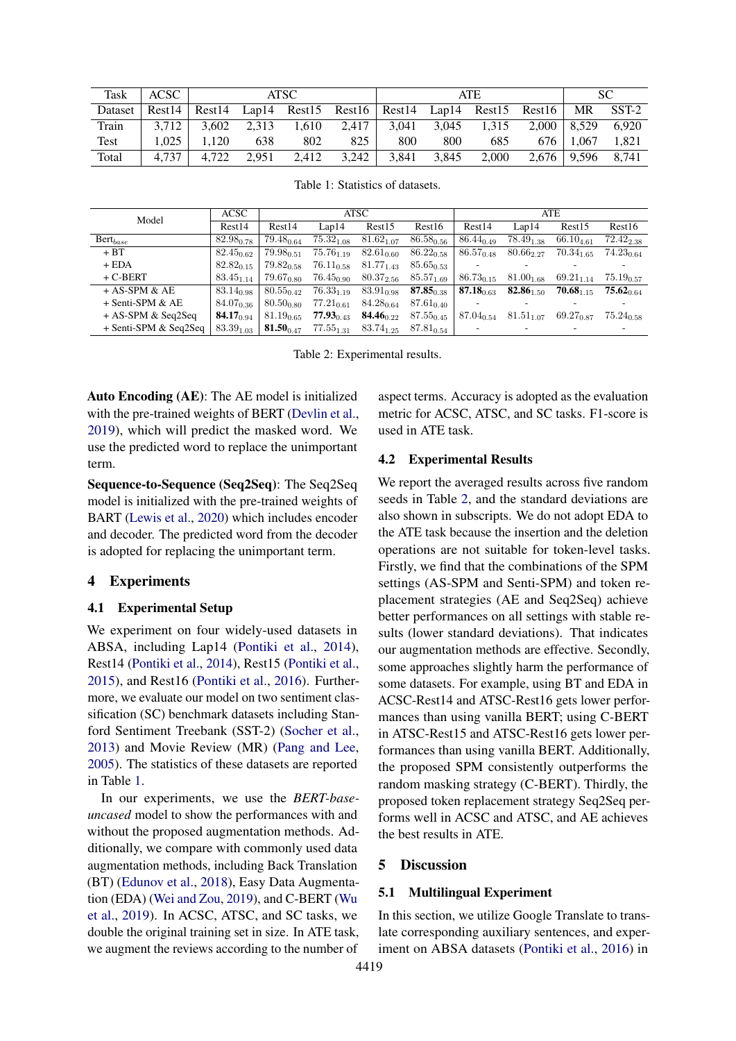| Task | ACSC | ATSC | | | | ATE | | | | SC | |
|---|---|---|---|---|---|---|---|---|---|---|---|
| Dataset | Rest14 | Rest14 | Lap14 | Rest15 | Rest16 | Rest14 | Lap14 | Rest15 | Rest16 | MR | SST-2 |
| Train | 3,712 | 3,602 | 2,313 | 1,610 | 2,417 | 3,041 | 3,045 | 1,315 | 2,000 | 8,529 | 6,920 |
| Test | 1,025 | 1,120 | 638 | 802 | 825 | 800 | 800 | 685 | 676 | 1,067 | 1,821 |
| Total | 4,737 | 4,722 | 2,951 | 2,412 | 3,242 | 3,841 | 3,845 | 2,000 | 2,676 | 9,596 | 8,741 |

Table 1: Statistics of datasets.

| Model | ACSC | ATSC | | | | ATE | | | |
|---|---|---|---|---|---|---|---|---|---|
| | Rest14 | Rest14 | Lap14 | Rest15 | Rest16 | Rest14 | Lap14 | Rest15 | Rest16 |
| Bert$_{base}$ | $82.98_{0.78}$ | $79.48_{0.64}$ | $75.32_{1.08}$ | $81.62_{1.07}$ | $86.58_{0.56}$ | $86.44_{0.49}$ | $78.49_{1.38}$ | $66.10_{4.61}$ | $72.42_{2.38}$ |
| + BT | $82.45_{0.62}$ | $79.98_{0.51}$ | $75.76_{1.19}$ | $82.61_{0.60}$ | $86.22_{0.58}$ | $86.57_{0.48}$ | $80.66_{2.27}$ | $70.34_{1.65}$ | $74.23_{0.64}$ |
| + EDA | $82.82_{0.15}$ | $79.82_{0.58}$ | $76.11_{0.58}$ | $81.77_{1.43}$ | $85.65_{0.53}$ | - | - | - | - |
| + C-BERT | $83.45_{1.14}$ | $79.67_{0.80}$ | $76.45_{0.90}$ | $80.37_{2.56}$ | $85.57_{1.69}$ | $86.73_{0.15}$ | $81.00_{1.68}$ | $69.21_{1.14}$ | $75.19_{0.57}$ |
| + AS-SPM & AE | $83.14_{0.98}$ | $80.55_{0.42}$ | $76.33_{1.19}$ | $83.91_{0.98}$ | $\mathbf{87.85}_{0.38}$ | $\mathbf{87.18}_{0.63}$ | $\mathbf{82.86}_{1.50}$ | $\mathbf{70.68}_{1.15}$ | $\mathbf{75.62}_{0.64}$ |
| + Senti-SPM & AE | $84.07_{0.36}$ | $80.50_{0.80}$ | $77.21_{0.61}$ | $84.28_{0.64}$ | $87.61_{0.40}$ | - | - | - | - |
| + AS-SPM & Seq2Seq | $\mathbf{84.17}_{0.94}$ | $81.19_{0.65}$ | $\mathbf{77.93}_{0.43}$ | $\mathbf{84.46}_{0.22}$ | $87.55_{0.45}$ | $87.04_{0.54}$ | $81.51_{1.07}$ | $69.27_{0.87}$ | $75.24_{0.58}$ |
| + Senti-SPM & Seq2Seq | $83.39_{1.03}$ | $\mathbf{81.50}_{0.47}$ | $77.55_{1.31}$ | $83.74_{1.25}$ | $87.81_{0.54}$ | - | - | - | - |

Table 2: Experimental results.

**Auto Encoding (AE)**: The AE model is initialized with the pre-trained weights of BERT (Devlin et al., 2019), which will predict the masked word. We use the predicted word to replace the unimportant term.

**Sequence-to-Sequence (Seq2Seq)**: The Seq2Seq model is initialized with the pre-trained weights of BART (Lewis et al., 2020) which includes encoder and decoder. The predicted word from the decoder is adopted for replacing the unimportant term.

# 4 Experiments

## 4.1 Experimental Setup

We experiment on four widely-used datasets in ABSA, including Lap14 (Pontiki et al., 2014), Rest14 (Pontiki et al., 2014), Rest15 (Pontiki et al., 2015), and Rest16 (Pontiki et al., 2016). Furthermore, we evaluate our model on two sentiment classification (SC) benchmark datasets including Stanford Sentiment Treebank (SST-2) (Socher et al., 2013) and Movie Review (MR) (Pang and Lee, 2005). The statistics of these datasets are reported in Table 1.

In our experiments, we use the *BERT-base-uncased* model to show the performances with and without the proposed augmentation methods. Additionally, we compare with commonly used data augmentation methods, including Back Translation (BT) (Edunov et al., 2018), Easy Data Augmentation (EDA) (Wei and Zou, 2019), and C-BERT (Wu et al., 2019). In ACSC, ATSC, and SC tasks, we double the original training set in size. In ATE task, we augment the reviews according to the number of aspect terms. Accuracy is adopted as the evaluation metric for ACSC, ATSC, and SC tasks. F1-score is used in ATE task.

## 4.2 Experimental Results

We report the averaged results across five random seeds in Table 2, and the standard deviations are also shown in subscripts. We do not adopt EDA to the ATE task because the insertion and the deletion operations are not suitable for token-level tasks. Firstly, we find that the combinations of the SPM settings (AS-SPM and Senti-SPM) and token replacement strategies (AE and Seq2Seq) achieve better performances on all settings with stable results (lower standard deviations). That indicates our augmentation methods are effective. Secondly, some approaches slightly harm the performance of some datasets. For example, using BT and EDA in ACSC-Rest14 and ATSC-Rest16 gets lower performances than using vanilla BERT; using C-BERT in ATSC-Rest15 and ATSC-Rest16 gets lower performances than using vanilla BERT. Additionally, the proposed SPM consistently outperforms the random masking strategy (C-BERT). Thirdly, the proposed token replacement strategy Seq2Seq performs well in ACSC and ATSC, and AE achieves the best results in ATE.

# 5 Discussion

## 5.1 Multilingual Experiment

In this section, we utilize Google Translate to translate corresponding auxiliary sentences, and experiment on ABSA datasets (Pontiki et al., 2016) in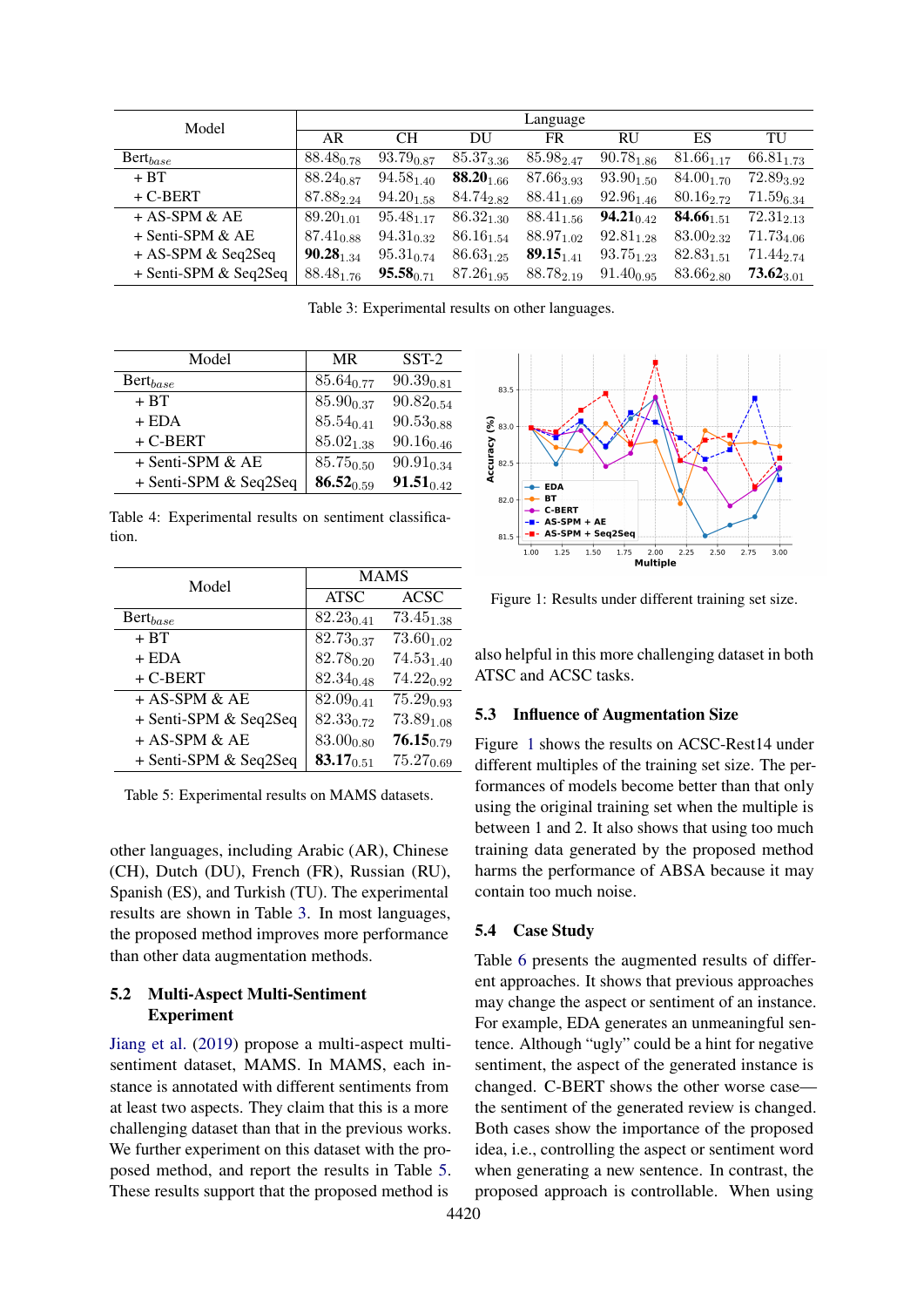| Model | Language | | | | | | |
|---|---|---|---|---|---|---|---|
| | AR | CH | DU | FR | RU | ES | TU |
| Bert$_{base}$ | $88.48_{0.78}$ | $93.79_{0.87}$ | $85.37_{3.36}$ | $85.98_{2.47}$ | $90.78_{1.86}$ | $81.66_{1.17}$ | $66.81_{1.73}$ |
| + BT | $88.24_{0.87}$ | $94.58_{1.40}$ | $\mathbf{88.20}_{1.66}$ | $87.66_{3.93}$ | $93.90_{1.50}$ | $84.00_{1.70}$ | $72.89_{3.92}$ |
| + C-BERT | $87.88_{2.24}$ | $94.20_{1.58}$ | $84.74_{2.82}$ | $88.41_{1.69}$ | $92.96_{1.46}$ | $80.16_{2.72}$ | $71.59_{6.34}$ |
| + AS-SPM & AE | $89.20_{1.01}$ | $95.48_{1.17}$ | $86.32_{1.30}$ | $88.41_{1.56}$ | $\mathbf{94.21}_{0.42}$ | $\mathbf{84.66}_{1.51}$ | $72.31_{2.13}$ |
| + Senti-SPM & AE | $87.41_{0.88}$ | $94.31_{0.32}$ | $86.16_{1.54}$ | $88.97_{1.02}$ | $92.81_{1.28}$ | $83.00_{2.32}$ | $71.73_{4.06}$ |
| + AS-SPM & Seq2Seq | $\mathbf{90.28}_{1.34}$ | $95.31_{0.74}$ | $86.63_{1.25}$ | $\mathbf{89.15}_{1.41}$ | $93.75_{1.23}$ | $82.83_{1.51}$ | $71.44_{2.74}$ |
| + Senti-SPM & Seq2Seq | $88.48_{1.76}$ | $\mathbf{95.58}_{0.71}$ | $87.26_{1.95}$ | $88.78_{2.19}$ | $91.40_{0.95}$ | $83.66_{2.80}$ | $\mathbf{73.62}_{3.01}$ |

Table 3: Experimental results on other languages.

| Model | MR | SST-2 |
|---|---|---|
| Bert$_{base}$ | $85.64_{0.77}$ | $90.39_{0.81}$ |
| + BT | $85.90_{0.37}$ | $90.82_{0.54}$ |
| + EDA | $85.54_{0.41}$ | $90.53_{0.88}$ |
| + C-BERT | $85.02_{1.38}$ | $90.16_{0.46}$ |
| + Senti-SPM & AE | $85.75_{0.50}$ | $90.91_{0.34}$ |
| + Senti-SPM & Seq2Seq | $\mathbf{86.52}_{0.59}$ | $\mathbf{91.51}_{0.42}$ |

Table 4: Experimental results on sentiment classification.

| Model | MAMS | |
|---|---|---|
| | ATSC | ACSC |
| Bert$_{base}$ | $82.23_{0.41}$ | $73.45_{1.38}$ |
| + BT | $82.73_{0.37}$ | $73.60_{1.02}$ |
| + EDA | $82.78_{0.20}$ | $74.53_{1.40}$ |
| + C-BERT | $82.34_{0.48}$ | $74.22_{0.92}$ |
| + AS-SPM & AE | $82.09_{0.41}$ | $75.29_{0.93}$ |
| + Senti-SPM & Seq2Seq | $82.33_{0.72}$ | $73.89_{1.08}$ |
| + AS-SPM & AE | $83.00_{0.80}$ | $\mathbf{76.15}_{0.79}$ |
| + Senti-SPM & Seq2Seq | $\mathbf{83.17}_{0.51}$ | $75.27_{0.69}$ |

Table 5: Experimental results on MAMS datasets.

other languages, including Arabic (AR), Chinese (CH), Dutch (DU), French (FR), Russian (RU), Spanish (ES), and Turkish (TU). The experimental results are shown in Table 3. In most languages, the proposed method improves more performance than other data augmentation methods.

### 5.2 Multi-Aspect Multi-Sentiment Experiment

Jiang et al. (2019) propose a multi-aspect multi-sentiment dataset, MAMS. In MAMS, each instance is annotated with different sentiments from at least two aspects. They claim that this is a more challenging dataset than that in the previous works. We further experiment on this dataset with the proposed method, and report the results in Table 5. These results support that the proposed method is also helpful in this more challenging dataset in both ATSC and ACSC tasks.

Figure 1: Results under different training set size.

### 5.3 Influence of Augmentation Size

Figure 1 shows the results on ACSC-Rest14 under different multiples of the training set size. The performances of models become better than that only using the original training set when the multiple is between 1 and 2. It also shows that using too much training data generated by the proposed method harms the performance of ABSA because it may contain too much noise.

### 5.4 Case Study

Table 6 presents the augmented results of different approaches. It shows that previous approaches may change the aspect or sentiment of an instance. For example, EDA generates an unmeaningful sentence. Although "ugly" could be a hint for negative sentiment, the aspect of the generated instance is changed. C-BERT shows the other worse case—the sentiment of the generated review is changed. Both cases show the importance of the proposed idea, i.e., controlling the aspect or sentiment word when generating a new sentence. In contrast, the proposed approach is controllable. When using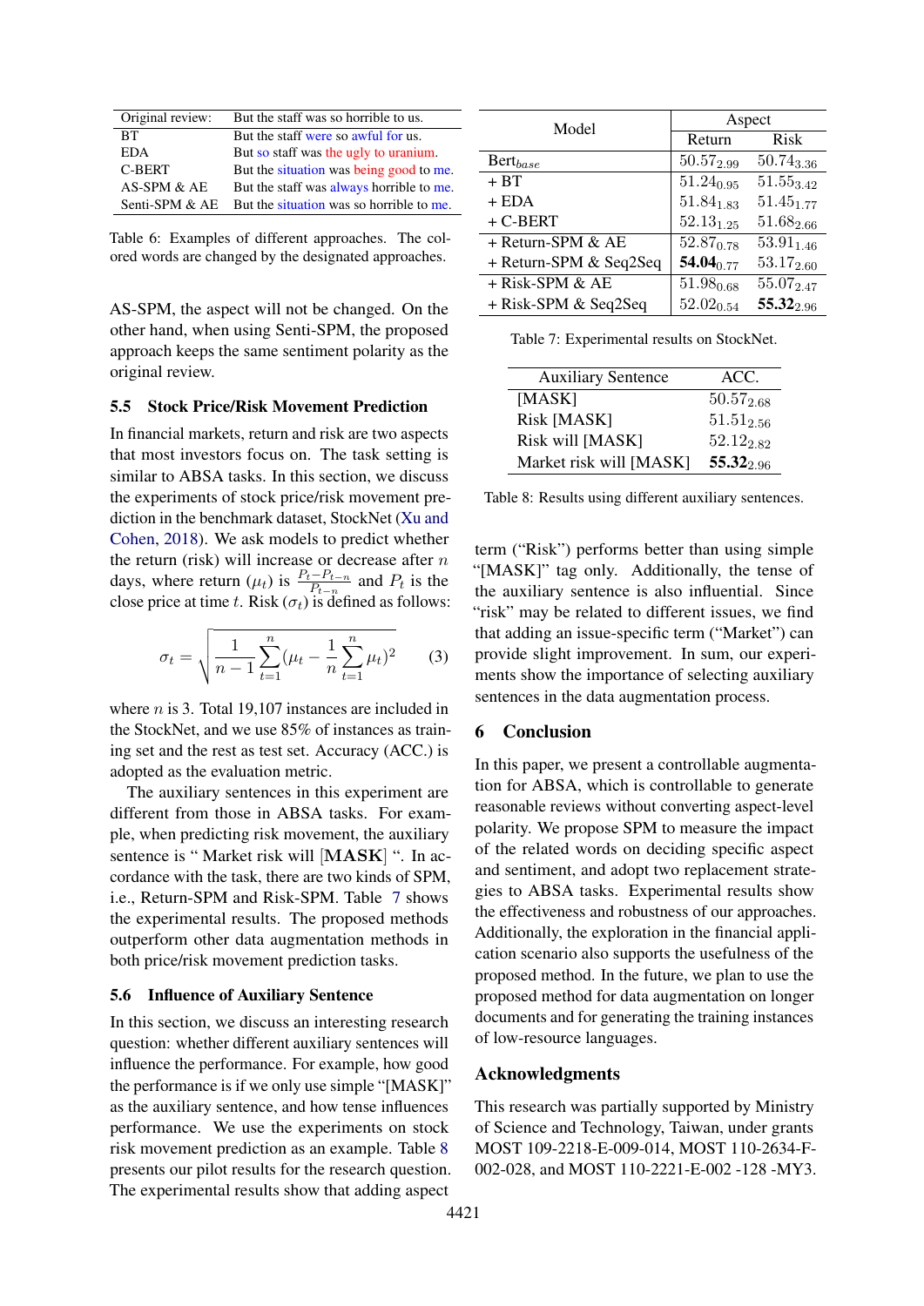| Original review: | But the staff was so horrible to us. |
|---|---|
| BT | But the staff were so awful for us. |
| EDA | But so staff was the ugly to uranium. |
| C-BERT | But the situation was being good to me. |
| AS-SPM & AE | But the staff was always horrible to me. |
| Senti-SPM & AE | But the situation was so horrible to me. |

Table 6: Examples of different approaches. The colored words are changed by the designated approaches.

AS-SPM, the aspect will not be changed. On the other hand, when using Senti-SPM, the proposed approach keeps the same sentiment polarity as the original review.

## 5.5 Stock Price/Risk Movement Prediction

In financial markets, return and risk are two aspects that most investors focus on. The task setting is similar to ABSA tasks. In this section, we discuss the experiments of stock price/risk movement prediction in the benchmark dataset, StockNet (Xu and Cohen, 2018). We ask models to predict whether the return (risk) will increase or decrease after $n$ days, where return ($\mu_t$) is $\frac{P_t - P_{t-n}}{P_{t-n}}$ and $P_t$ is the close price at time $t$. Risk ($\sigma_t$) is defined as follows:

$$\sigma_t = \sqrt{\frac{1}{n-1}\sum_{t=1}^{n}(\mu_t - \frac{1}{n}\sum_{t=1}^{n}\mu_t)^2} \quad (3)$$

where $n$ is 3. Total 19,107 instances are included in the StockNet, and we use 85% of instances as training set and the rest as test set. Accuracy (ACC.) is adopted as the evaluation metric.

The auxiliary sentences in this experiment are different from those in ABSA tasks. For example, when predicting risk movement, the auxiliary sentence is " Market risk will [**MASK**] ". In accordance with the task, there are two kinds of SPM, i.e., Return-SPM and Risk-SPM. Table 7 shows the experimental results. The proposed methods outperform other data augmentation methods in both price/risk movement prediction tasks.

## 5.6 Influence of Auxiliary Sentence

In this section, we discuss an interesting research question: whether different auxiliary sentences will influence the performance. For example, how good the performance is if we only use simple "[MASK]" as the auxiliary sentence, and how tense influences performance. We use the experiments on stock risk movement prediction as an example. Table 8 presents our pilot results for the research question. The experimental results show that adding aspect term ("Risk") performs better than using simple "[MASK]" tag only. Additionally, the tense of the auxiliary sentence is also influential. Since "risk" may be related to different issues, we find that adding an issue-specific term ("Market") can provide slight improvement. In sum, our experiments show the importance of selecting auxiliary sentences in the data augmentation process.

| Model | Aspect | |
|---|---|---|
| | Return | Risk |
| Bert$_{base}$ | $50.57_{2.99}$ | $50.74_{3.36}$ |
| + BT | $51.24_{0.95}$ | $51.55_{3.42}$ |
| + EDA | $51.84_{1.83}$ | $51.45_{1.77}$ |
| + C-BERT | $52.13_{1.25}$ | $51.68_{2.66}$ |
| + Return-SPM & AE | $52.87_{0.78}$ | $53.91_{1.46}$ |
| + Return-SPM & Seq2Seq | $\mathbf{54.04}_{0.77}$ | $53.17_{2.60}$ |
| + Risk-SPM & AE | $51.98_{0.68}$ | $55.07_{2.47}$ |
| + Risk-SPM & Seq2Seq | $52.02_{0.54}$ | $\mathbf{55.32}_{2.96}$ |

Table 7: Experimental results on StockNet.

| Auxiliary Sentence | ACC. |
|---|---|
| [MASK] | $50.57_{2.68}$ |
| Risk [MASK] | $51.51_{2.56}$ |
| Risk will [MASK] | $52.12_{2.82}$ |
| Market risk will [MASK] | $\mathbf{55.32}_{2.96}$ |

Table 8: Results using different auxiliary sentences.

## 6 Conclusion

In this paper, we present a controllable augmentation for ABSA, which is controllable to generate reasonable reviews without converting aspect-level polarity. We propose SPM to measure the impact of the related words on deciding specific aspect and sentiment, and adopt two replacement strategies to ABSA tasks. Experimental results show the effectiveness and robustness of our approaches. Additionally, the exploration in the financial application scenario also supports the usefulness of the proposed method. In the future, we plan to use the proposed method for data augmentation on longer documents and for generating the training instances of low-resource languages.

## Acknowledgments

This research was partially supported by Ministry of Science and Technology, Taiwan, under grants MOST 109-2218-E-009-014, MOST 110-2634-F-002-028, and MOST 110-2221-E-002 -128 -MY3.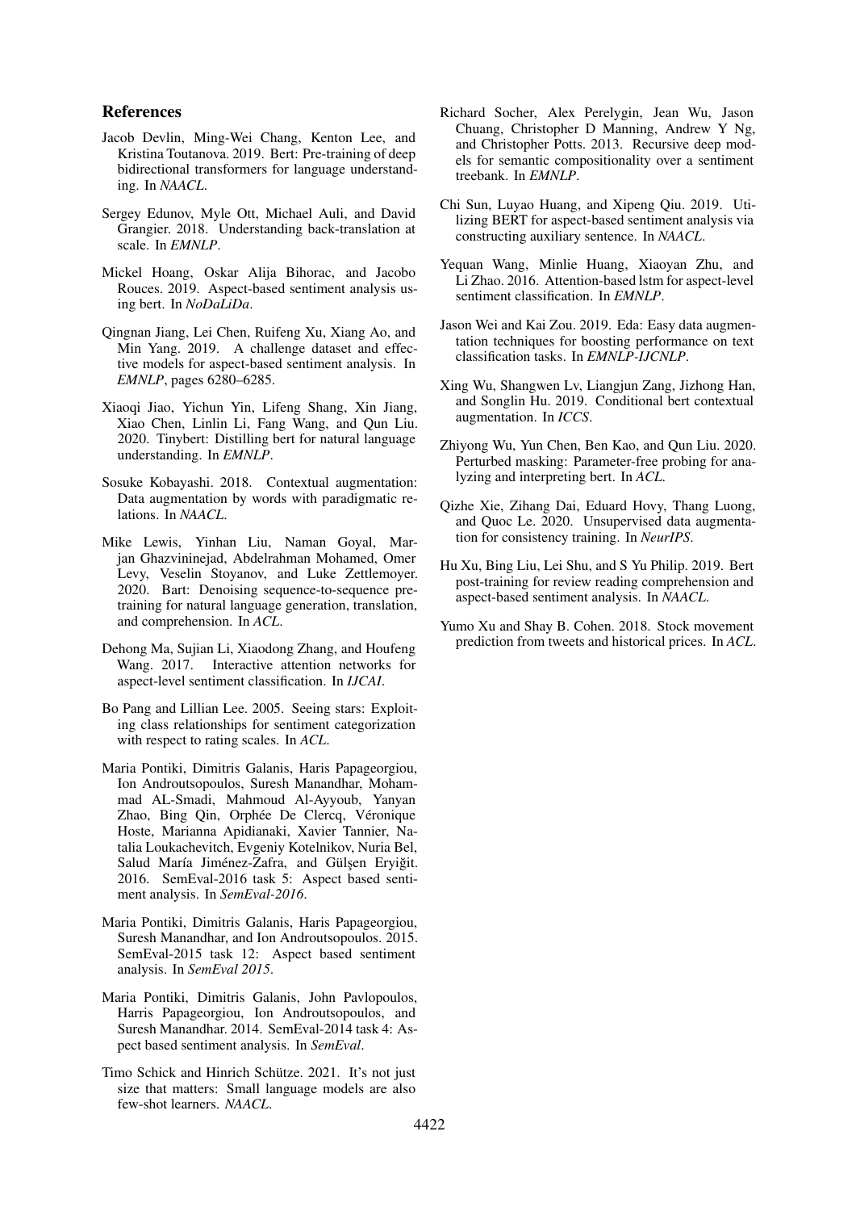## References

Jacob Devlin, Ming-Wei Chang, Kenton Lee, and Kristina Toutanova. 2019. Bert: Pre-training of deep bidirectional transformers for language understanding. In *NAACL*.

Sergey Edunov, Myle Ott, Michael Auli, and David Grangier. 2018. Understanding back-translation at scale. In *EMNLP*.

Mickel Hoang, Oskar Alija Bihorac, and Jacobo Rouces. 2019. Aspect-based sentiment analysis using bert. In *NoDaLiDa*.

Qingnan Jiang, Lei Chen, Ruifeng Xu, Xiang Ao, and Min Yang. 2019. A challenge dataset and effective models for aspect-based sentiment analysis. In *EMNLP*, pages 6280–6285.

Xiaoqi Jiao, Yichun Yin, Lifeng Shang, Xin Jiang, Xiao Chen, Linlin Li, Fang Wang, and Qun Liu. 2020. Tinybert: Distilling bert for natural language understanding. In *EMNLP*.

Sosuke Kobayashi. 2018. Contextual augmentation: Data augmentation by words with paradigmatic relations. In *NAACL*.

Mike Lewis, Yinhan Liu, Naman Goyal, Marjan Ghazvininejad, Abdelrahman Mohamed, Omer Levy, Veselin Stoyanov, and Luke Zettlemoyer. 2020. Bart: Denoising sequence-to-sequence pretraining for natural language generation, translation, and comprehension. In *ACL*.

Dehong Ma, Sujian Li, Xiaodong Zhang, and Houfeng Wang. 2017. Interactive attention networks for aspect-level sentiment classification. In *IJCAI*.

Bo Pang and Lillian Lee. 2005. Seeing stars: Exploiting class relationships for sentiment categorization with respect to rating scales. In *ACL*.

Maria Pontiki, Dimitris Galanis, Haris Papageorgiou, Ion Androutsopoulos, Suresh Manandhar, Mohammad AL-Smadi, Mahmoud Al-Ayyoub, Yanyan Zhao, Bing Qin, Orphée De Clercq, Véronique Hoste, Marianna Apidianaki, Xavier Tannier, Natalia Loukachevitch, Evgeniy Kotelnikov, Nuria Bel, Salud María Jiménez-Zafra, and Gülşen Eryiğit. 2016. SemEval-2016 task 5: Aspect based sentiment analysis. In *SemEval-2016*.

Maria Pontiki, Dimitris Galanis, Haris Papageorgiou, Suresh Manandhar, and Ion Androutsopoulos. 2015. SemEval-2015 task 12: Aspect based sentiment analysis. In *SemEval 2015*.

Maria Pontiki, Dimitris Galanis, John Pavlopoulos, Harris Papageorgiou, Ion Androutsopoulos, and Suresh Manandhar. 2014. SemEval-2014 task 4: Aspect based sentiment analysis. In *SemEval*.

Timo Schick and Hinrich Schütze. 2021. It's not just size that matters: Small language models are also few-shot learners. *NAACL*.

Richard Socher, Alex Perelygin, Jean Wu, Jason Chuang, Christopher D Manning, Andrew Y Ng, and Christopher Potts. 2013. Recursive deep models for semantic compositionality over a sentiment treebank. In *EMNLP*.

Chi Sun, Luyao Huang, and Xipeng Qiu. 2019. Utilizing BERT for aspect-based sentiment analysis via constructing auxiliary sentence. In *NAACL*.

Yequan Wang, Minlie Huang, Xiaoyan Zhu, and Li Zhao. 2016. Attention-based lstm for aspect-level sentiment classification. In *EMNLP*.

Jason Wei and Kai Zou. 2019. Eda: Easy data augmentation techniques for boosting performance on text classification tasks. In *EMNLP-IJCNLP*.

Xing Wu, Shangwen Lv, Liangjun Zang, Jizhong Han, and Songlin Hu. 2019. Conditional bert contextual augmentation. In *ICCS*.

Zhiyong Wu, Yun Chen, Ben Kao, and Qun Liu. 2020. Perturbed masking: Parameter-free probing for analyzing and interpreting bert. In *ACL*.

Qizhe Xie, Zihang Dai, Eduard Hovy, Thang Luong, and Quoc Le. 2020. Unsupervised data augmentation for consistency training. In *NeurIPS*.

Hu Xu, Bing Liu, Lei Shu, and S Yu Philip. 2019. Bert post-training for review reading comprehension and aspect-based sentiment analysis. In *NAACL*.

Yumo Xu and Shay B. Cohen. 2018. Stock movement prediction from tweets and historical prices. In *ACL*.